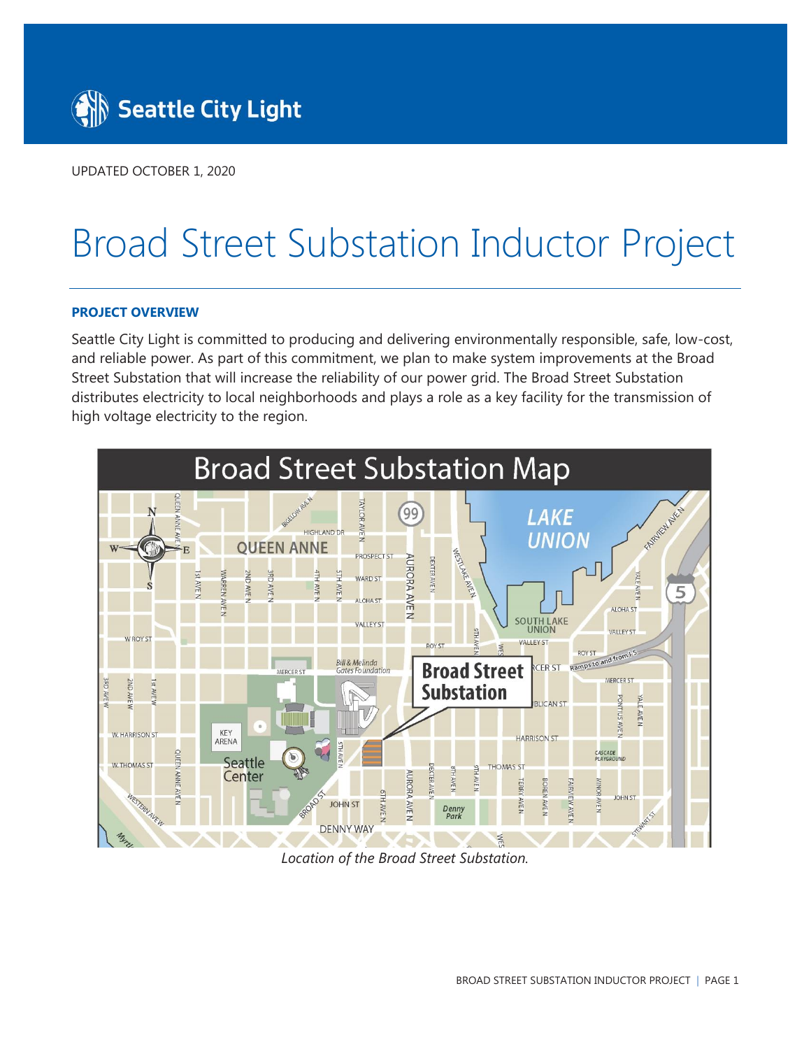Seattle City Light

UPDATED OCTOBER 1, 2020

# Broad Street Substation Inductor Project

## PROJECT OVERVIEW

Seattle City Light is committed to producing and delivering environmentally responsible, safe, low-cost, and reliable power. As part of this commitment, we plan to make system improvements at the Broad Street Substation that will increase the reliability of our power grid. The Broad Street Substation distributes electricity to local neighborhoods and plays a role as a key facility for the transmission of high voltage electricity to the region.

*Location of the Broad Street Substation.*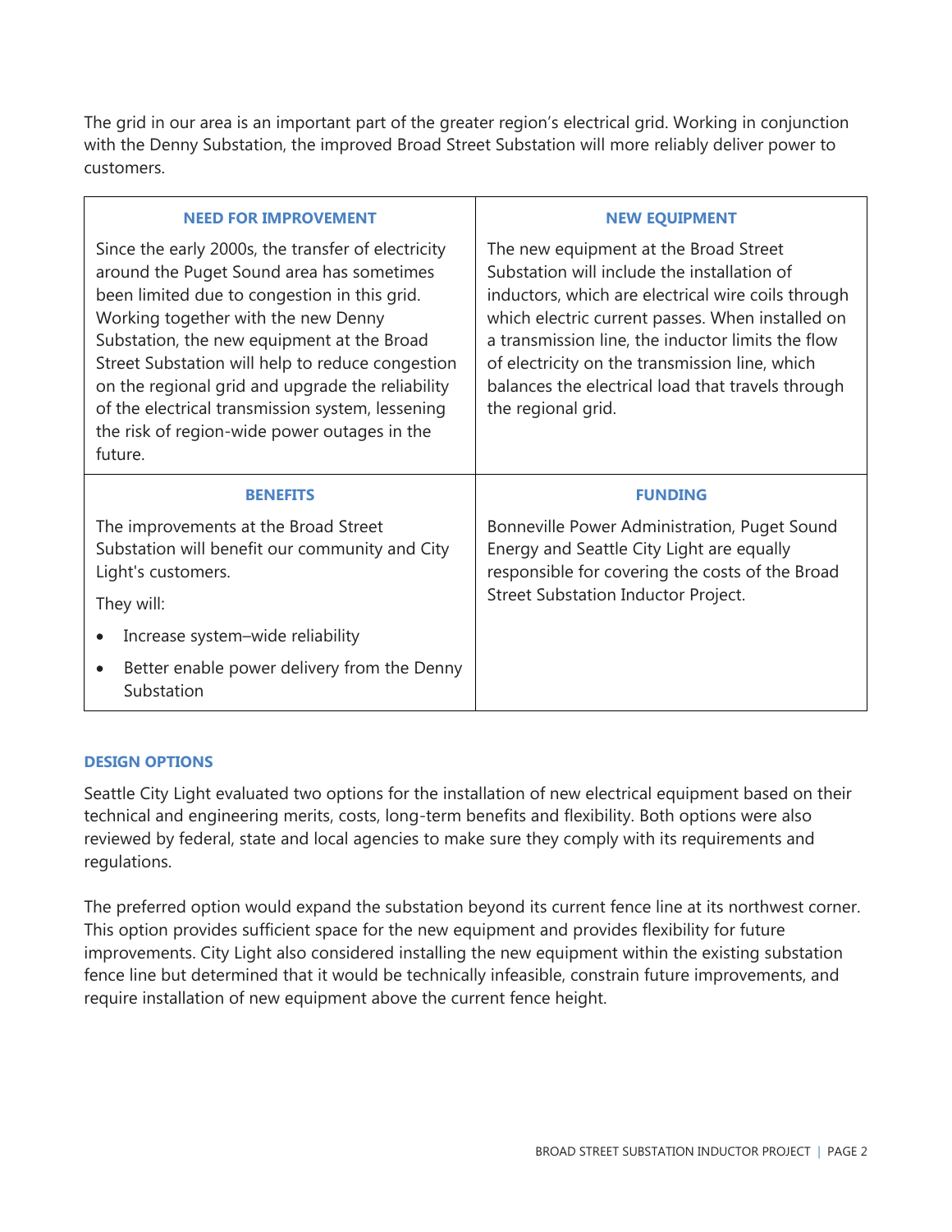The grid in our area is an important part of the greater region's electrical grid. Working in conjunction with the Denny Substation, the improved Broad Street Substation will more reliably deliver power to customers.

| NEED FOR IMPROVEMENT | NEW EQUIPMENT |
| --- | --- |
| Since the early 2000s, the transfer of electricity around the Puget Sound area has sometimes been limited due to congestion in this grid. Working together with the new Denny Substation, the new equipment at the Broad Street Substation will help to reduce congestion on the regional grid and upgrade the reliability of the electrical transmission system, lessening the risk of region-wide power outages in the future. | The new equipment at the Broad Street Substation will include the installation of inductors, which are electrical wire coils through which electric current passes. When installed on a transmission line, the inductor limits the flow of electricity on the transmission line, which balances the electrical load that travels through the regional grid. |
| **BENEFITS** | **FUNDING** |
| The improvements at the Broad Street Substation will benefit our community and City Light's customers.<br><br>They will:<br><br>• Increase system–wide reliability<br>• Better enable power delivery from the Denny Substation | Bonneville Power Administration, Puget Sound Energy and Seattle City Light are equally responsible for covering the costs of the Broad Street Substation Inductor Project. |

## DESIGN OPTIONS

Seattle City Light evaluated two options for the installation of new electrical equipment based on their technical and engineering merits, costs, long-term benefits and flexibility. Both options were also reviewed by federal, state and local agencies to make sure they comply with its requirements and regulations.

The preferred option would expand the substation beyond its current fence line at its northwest corner. This option provides sufficient space for the new equipment and provides flexibility for future improvements. City Light also considered installing the new equipment within the existing substation fence line but determined that it would be technically infeasible, constrain future improvements, and require installation of new equipment above the current fence height.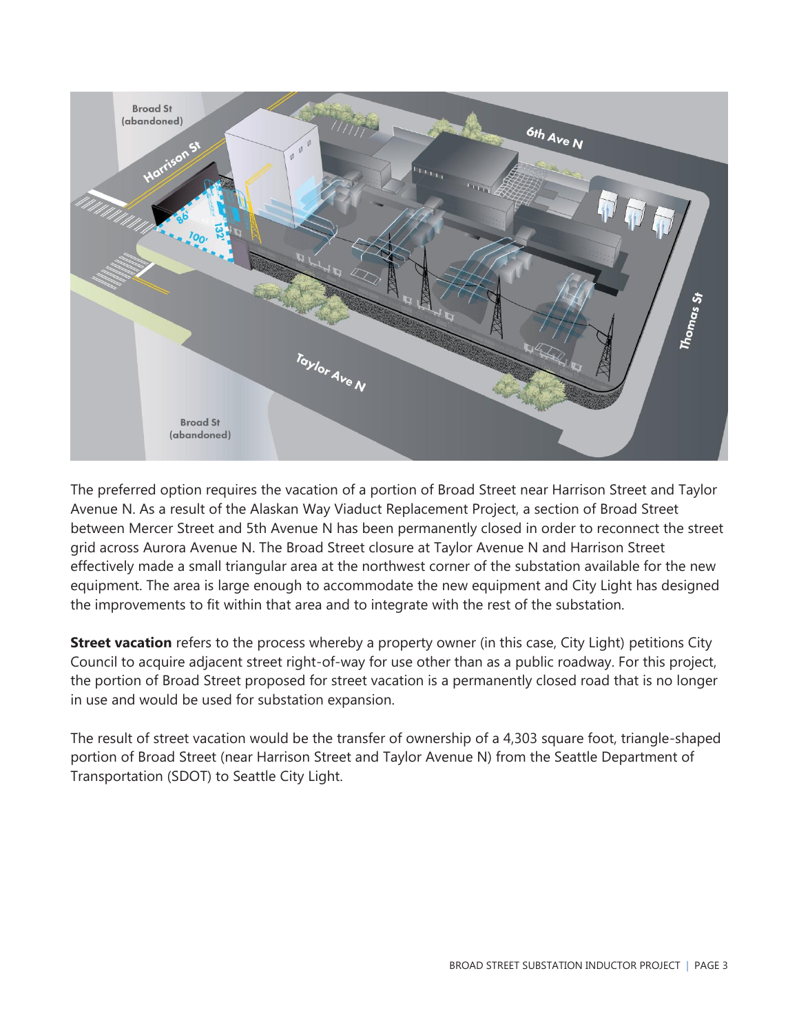The preferred option requires the vacation of a portion of Broad Street near Harrison Street and Taylor Avenue N. As a result of the Alaskan Way Viaduct Replacement Project, a section of Broad Street between Mercer Street and 5th Avenue N has been permanently closed in order to reconnect the street grid across Aurora Avenue N. The Broad Street closure at Taylor Avenue N and Harrison Street effectively made a small triangular area at the northwest corner of the substation available for the new equipment. The area is large enough to accommodate the new equipment and City Light has designed the improvements to fit within that area and to integrate with the rest of the substation.

**Street vacation** refers to the process whereby a property owner (in this case, City Light) petitions City Council to acquire adjacent street right-of-way for use other than as a public roadway. For this project, the portion of Broad Street proposed for street vacation is a permanently closed road that is no longer in use and would be used for substation expansion.

The result of street vacation would be the transfer of ownership of a 4,303 square foot, triangle-shaped portion of Broad Street (near Harrison Street and Taylor Avenue N) from the Seattle Department of Transportation (SDOT) to Seattle City Light.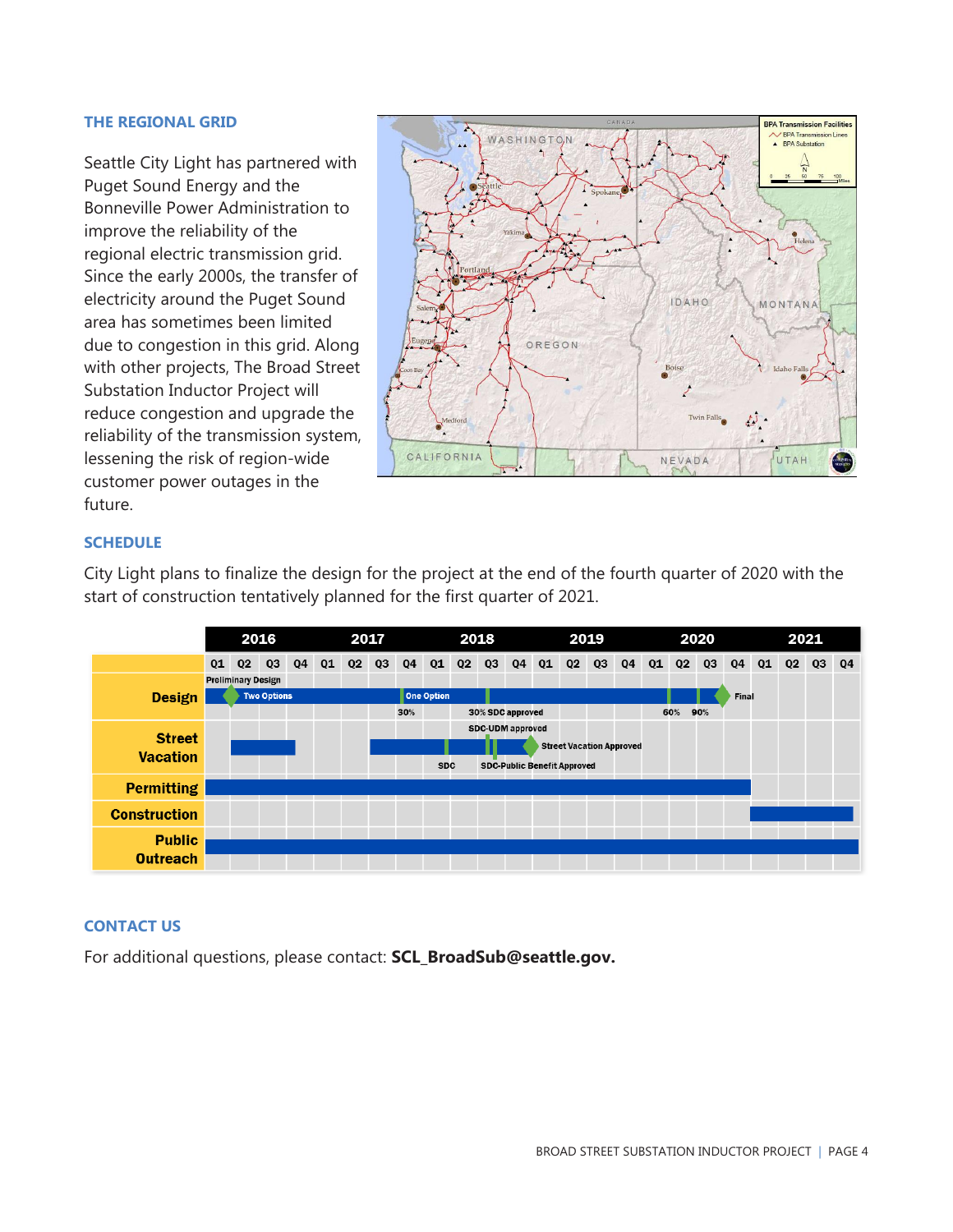## THE REGIONAL GRID

Seattle City Light has partnered with Puget Sound Energy and the Bonneville Power Administration to improve the reliability of the regional electric transmission grid. Since the early 2000s, the transfer of electricity around the Puget Sound area has sometimes been limited due to congestion in this grid. Along with other projects, The Broad Street Substation Inductor Project will reduce congestion and upgrade the reliability of the transmission system, lessening the risk of region-wide customer power outages in the future.

BPA Transmission Facilities
BPA Transmission Lines
BPA Substation

CANADA
WASHINGTON
Seattle
Spokane
Yakima
Portland
Salem
Eugene
Coos Bay
Medford
OREGON
IDAHO
MONTANA
Helena
Boise
Idaho Falls
Twin Falls
CALIFORNIA
NEVADA
UTAH

## SCHEDULE

City Light plans to finalize the design for the project at the end of the fourth quarter of 2020 with the start of construction tentatively planned for the first quarter of 2021.

2016 2017 2018 2019 2020 2021
Q1 Q2 Q3 Q4 Q1 Q2 Q3 Q4 Q1 Q2 Q3 Q4 Q1 Q2 Q3 Q4 Q1 Q2 Q3 Q4 Q1 Q2 Q3 Q4

Design
Preliminary Design
Two Options
One Option
30%
30% SDC approved
60%
90%
Final

Street Vacation
SDC-UDM approved
SDC
SDC-Public Benefit Approved
Street Vacation Approved

Permitting

Construction

Public Outreach

## CONTACT US

For additional questions, please contact: **SCL_BroadSub@seattle.gov.**